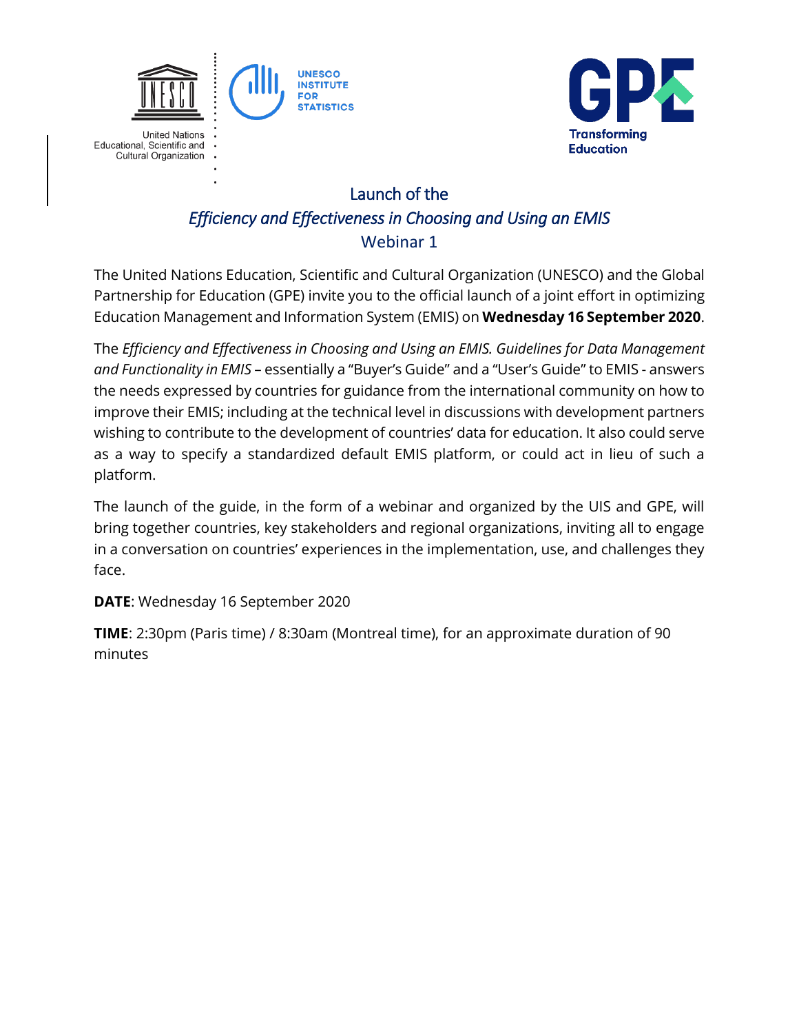United Nations Educational, Scientific and Cultural Organization

UNESCO INSTITUTE FOR STATISTICS

GPE Transforming Education

# Launch of the *Efficiency and Effectiveness in Choosing and Using an EMIS* Webinar 1

The United Nations Education, Scientific and Cultural Organization (UNESCO) and the Global Partnership for Education (GPE) invite you to the official launch of a joint effort in optimizing Education Management and Information System (EMIS) on **Wednesday 16 September 2020**.

The *Efficiency and Effectiveness in Choosing and Using an EMIS. Guidelines for Data Management and Functionality in EMIS* – essentially a "Buyer's Guide" and a "User's Guide" to EMIS - answers the needs expressed by countries for guidance from the international community on how to improve their EMIS; including at the technical level in discussions with development partners wishing to contribute to the development of countries' data for education. It also could serve as a way to specify a standardized default EMIS platform, or could act in lieu of such a platform.

The launch of the guide, in the form of a webinar and organized by the UIS and GPE, will bring together countries, key stakeholders and regional organizations, inviting all to engage in a conversation on countries' experiences in the implementation, use, and challenges they face.

**DATE**: Wednesday 16 September 2020

**TIME**: 2:30pm (Paris time) / 8:30am (Montreal time), for an approximate duration of 90 minutes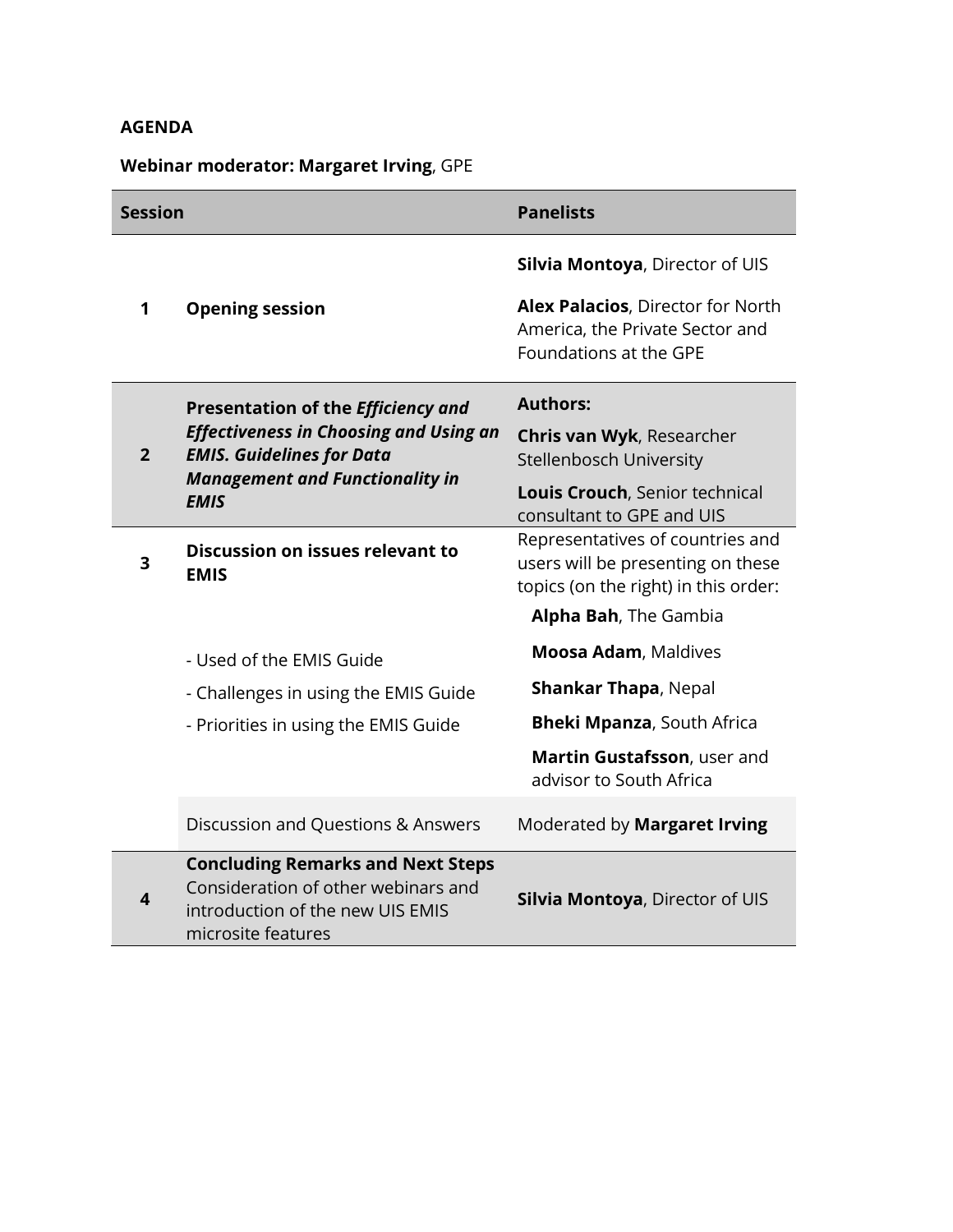**AGENDA**

**Webinar moderator: Margaret Irving**, GPE

| Session | | Panelists |
| --- | --- | --- |
| 1 | **Opening session** | **Silvia Montoya**, Director of UIS<br><br>**Alex Palacios**, Director for North America, the Private Sector and Foundations at the GPE |
| 2 | **Presentation of the *Efficiency and Effectiveness in Choosing and Using an EMIS. Guidelines for Data Management and Functionality in EMIS*** | **Authors:**<br>**Chris van Wyk**, Researcher Stellenbosch University<br>**Louis Crouch**, Senior technical consultant to GPE and UIS |
| 3 | **Discussion on issues relevant to EMIS**<br><br>- Used of the EMIS Guide<br>- Challenges in using the EMIS Guide<br>- Priorities in using the EMIS Guide | Representatives of countries and users will be presenting on these topics (on the right) in this order:<br>**Alpha Bah**, The Gambia<br>**Moosa Adam**, Maldives<br>**Shankar Thapa**, Nepal<br>**Bheki Mpanza**, South Africa<br>**Martin Gustafsson**, user and advisor to South Africa |
| | Discussion and Questions & Answers | Moderated by **Margaret Irving** |
| 4 | **Concluding Remarks and Next Steps**<br>Consideration of other webinars and introduction of the new UIS EMIS microsite features | **Silvia Montoya**, Director of UIS |